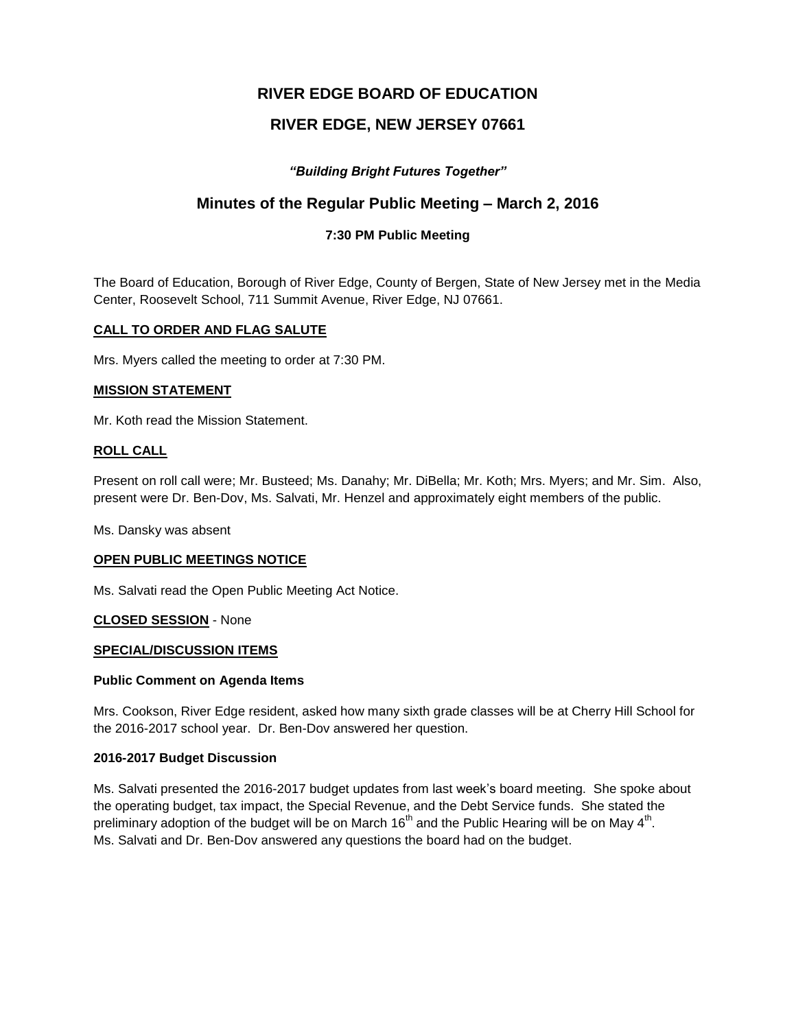# RIVER EDGE BOARD OF EDUCATION

## RIVER EDGE, NEW JERSEY 07661

***"Building Bright Futures Together"***

## Minutes of the Regular Public Meeting – March 2, 2016

### 7:30 PM Public Meeting

The Board of Education, Borough of River Edge, County of Bergen, State of New Jersey met in the Media Center, Roosevelt School, 711 Summit Avenue, River Edge, NJ 07661.

**CALL TO ORDER AND FLAG SALUTE**

Mrs. Myers called the meeting to order at 7:30 PM.

**MISSION STATEMENT**

Mr. Koth read the Mission Statement.

**ROLL CALL**

Present on roll call were; Mr. Busteed; Ms. Danahy; Mr. DiBella; Mr. Koth; Mrs. Myers; and Mr. Sim. Also, present were Dr. Ben-Dov, Ms. Salvati, Mr. Henzel and approximately eight members of the public.

Ms. Dansky was absent

**OPEN PUBLIC MEETINGS NOTICE**

Ms. Salvati read the Open Public Meeting Act Notice.

**CLOSED SESSION** - None

**SPECIAL/DISCUSSION ITEMS**

**Public Comment on Agenda Items**

Mrs. Cookson, River Edge resident, asked how many sixth grade classes will be at Cherry Hill School for the 2016-2017 school year. Dr. Ben-Dov answered her question.

**2016-2017 Budget Discussion**

Ms. Salvati presented the 2016-2017 budget updates from last week's board meeting. She spoke about the operating budget, tax impact, the Special Revenue, and the Debt Service funds. She stated the preliminary adoption of the budget will be on March 16th and the Public Hearing will be on May 4th. Ms. Salvati and Dr. Ben-Dov answered any questions the board had on the budget.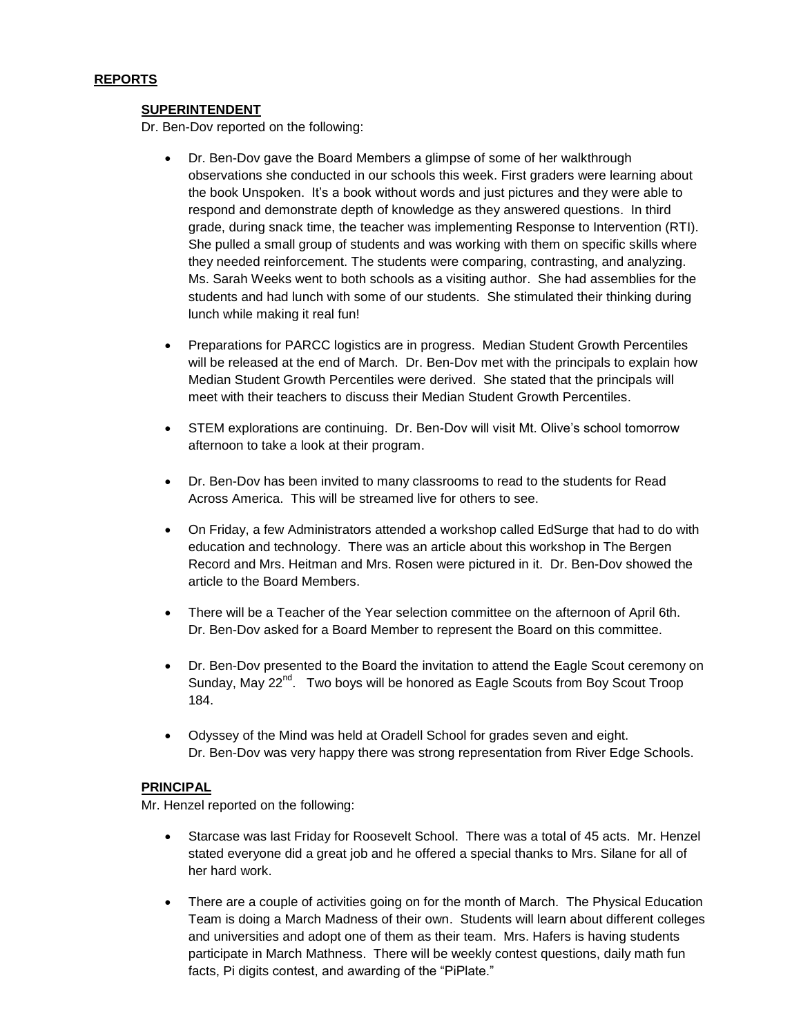## REPORTS

### SUPERINTENDENT

Dr. Ben-Dov reported on the following:

- Dr. Ben-Dov gave the Board Members a glimpse of some of her walkthrough observations she conducted in our schools this week. First graders were learning about the book Unspoken. It's a book without words and just pictures and they were able to respond and demonstrate depth of knowledge as they answered questions. In third grade, during snack time, the teacher was implementing Response to Intervention (RTI). She pulled a small group of students and was working with them on specific skills where they needed reinforcement. The students were comparing, contrasting, and analyzing. Ms. Sarah Weeks went to both schools as a visiting author. She had assemblies for the students and had lunch with some of our students. She stimulated their thinking during lunch while making it real fun!

- Preparations for PARCC logistics are in progress. Median Student Growth Percentiles will be released at the end of March. Dr. Ben-Dov met with the principals to explain how Median Student Growth Percentiles were derived. She stated that the principals will meet with their teachers to discuss their Median Student Growth Percentiles.

- STEM explorations are continuing. Dr. Ben-Dov will visit Mt. Olive's school tomorrow afternoon to take a look at their program.

- Dr. Ben-Dov has been invited to many classrooms to read to the students for Read Across America. This will be streamed live for others to see.

- On Friday, a few Administrators attended a workshop called EdSurge that had to do with education and technology. There was an article about this workshop in The Bergen Record and Mrs. Heitman and Mrs. Rosen were pictured in it. Dr. Ben-Dov showed the article to the Board Members.

- There will be a Teacher of the Year selection committee on the afternoon of April 6th. Dr. Ben-Dov asked for a Board Member to represent the Board on this committee.

- Dr. Ben-Dov presented to the Board the invitation to attend the Eagle Scout ceremony on Sunday, May 22nd. Two boys will be honored as Eagle Scouts from Boy Scout Troop 184.

- Odyssey of the Mind was held at Oradell School for grades seven and eight. Dr. Ben-Dov was very happy there was strong representation from River Edge Schools.

### PRINCIPAL

Mr. Henzel reported on the following:

- Starcase was last Friday for Roosevelt School. There was a total of 45 acts. Mr. Henzel stated everyone did a great job and he offered a special thanks to Mrs. Silane for all of her hard work.

- There are a couple of activities going on for the month of March. The Physical Education Team is doing a March Madness of their own. Students will learn about different colleges and universities and adopt one of them as their team. Mrs. Hafers is having students participate in March Mathness. There will be weekly contest questions, daily math fun facts, Pi digits contest, and awarding of the "PiPlate."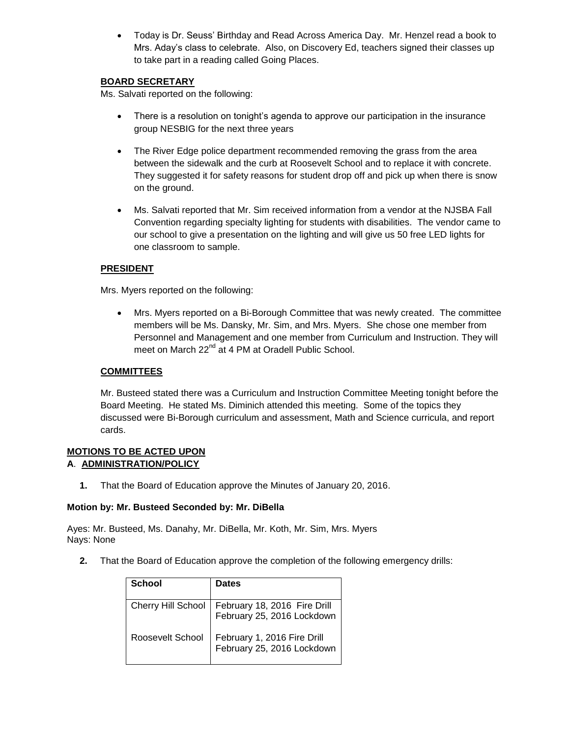- Today is Dr. Seuss' Birthday and Read Across America Day. Mr. Henzel read a book to Mrs. Aday's class to celebrate. Also, on Discovery Ed, teachers signed their classes up to take part in a reading called Going Places.

## BOARD SECRETARY

Ms. Salvati reported on the following:

- There is a resolution on tonight's agenda to approve our participation in the insurance group NESBIG for the next three years

- The River Edge police department recommended removing the grass from the area between the sidewalk and the curb at Roosevelt School and to replace it with concrete. They suggested it for safety reasons for student drop off and pick up when there is snow on the ground.

- Ms. Salvati reported that Mr. Sim received information from a vendor at the NJSBA Fall Convention regarding specialty lighting for students with disabilities. The vendor came to our school to give a presentation on the lighting and will give us 50 free LED lights for one classroom to sample.

## PRESIDENT

Mrs. Myers reported on the following:

- Mrs. Myers reported on a Bi-Borough Committee that was newly created. The committee members will be Ms. Dansky, Mr. Sim, and Mrs. Myers. She chose one member from Personnel and Management and one member from Curriculum and Instruction. They will meet on March 22nd at 4 PM at Oradell Public School.

## COMMITTEES

Mr. Busteed stated there was a Curriculum and Instruction Committee Meeting tonight before the Board Meeting. He stated Ms. Diminich attended this meeting. Some of the topics they discussed were Bi-Borough curriculum and assessment, Math and Science curricula, and report cards.

## MOTIONS TO BE ACTED UPON

## A. ADMINISTRATION/POLICY

**1.** That the Board of Education approve the Minutes of January 20, 2016.

**Motion by: Mr. Busteed Seconded by: Mr. DiBella**

Ayes: Mr. Busteed, Ms. Danahy, Mr. DiBella, Mr. Koth, Mr. Sim, Mrs. Myers
Nays: None

**2.** That the Board of Education approve the completion of the following emergency drills:

| School | Dates |
|---|---|
| Cherry Hill School | February 18, 2016 Fire Drill<br>February 25, 2016 Lockdown |
| Roosevelt School | February 1, 2016 Fire Drill<br>February 25, 2016 Lockdown |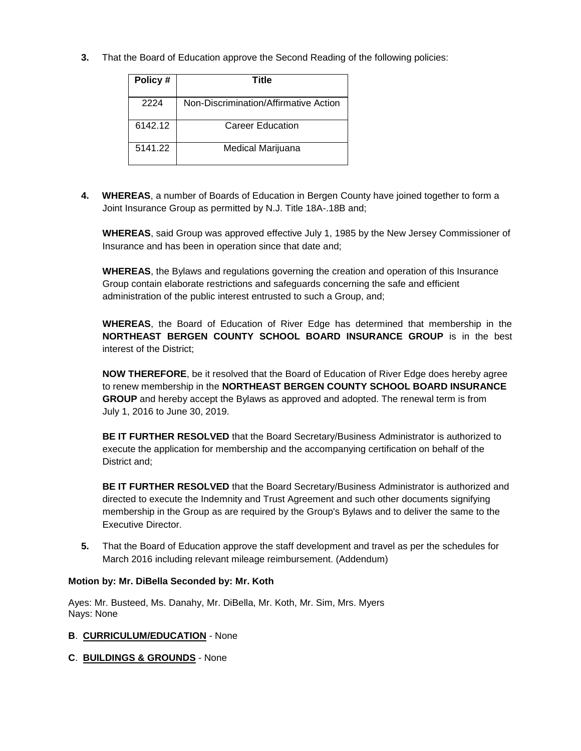3. That the Board of Education approve the Second Reading of the following policies:

| Policy # | Title |
|---|---|
| 2224 | Non-Discrimination/Affirmative Action |
| 6142.12 | Career Education |
| 5141.22 | Medical Marijuana |

4. **WHEREAS**, a number of Boards of Education in Bergen County have joined together to form a Joint Insurance Group as permitted by N.J. Title 18A-.18B and;

   **WHEREAS**, said Group was approved effective July 1, 1985 by the New Jersey Commissioner of Insurance and has been in operation since that date and;

   **WHEREAS**, the Bylaws and regulations governing the creation and operation of this Insurance Group contain elaborate restrictions and safeguards concerning the safe and efficient administration of the public interest entrusted to such a Group, and;

   **WHEREAS**, the Board of Education of River Edge has determined that membership in the **NORTHEAST BERGEN COUNTY SCHOOL BOARD INSURANCE GROUP** is in the best interest of the District;

   **NOW THEREFORE**, be it resolved that the Board of Education of River Edge does hereby agree to renew membership in the **NORTHEAST BERGEN COUNTY SCHOOL BOARD INSURANCE GROUP** and hereby accept the Bylaws as approved and adopted. The renewal term is from July 1, 2016 to June 30, 2019.

   **BE IT FURTHER RESOLVED** that the Board Secretary/Business Administrator is authorized to execute the application for membership and the accompanying certification on behalf of the District and;

   **BE IT FURTHER RESOLVED** that the Board Secretary/Business Administrator is authorized and directed to execute the Indemnity and Trust Agreement and such other documents signifying membership in the Group as are required by the Group's Bylaws and to deliver the same to the Executive Director.

5. That the Board of Education approve the staff development and travel as per the schedules for March 2016 including relevant mileage reimbursement. (Addendum)

**Motion by: Mr. DiBella Seconded by: Mr. Koth**

Ayes: Mr. Busteed, Ms. Danahy, Mr. DiBella, Mr. Koth, Mr. Sim, Mrs. Myers
Nays: None

**B**. **CURRICULUM/EDUCATION** - None

**C**. **BUILDINGS & GROUNDS** - None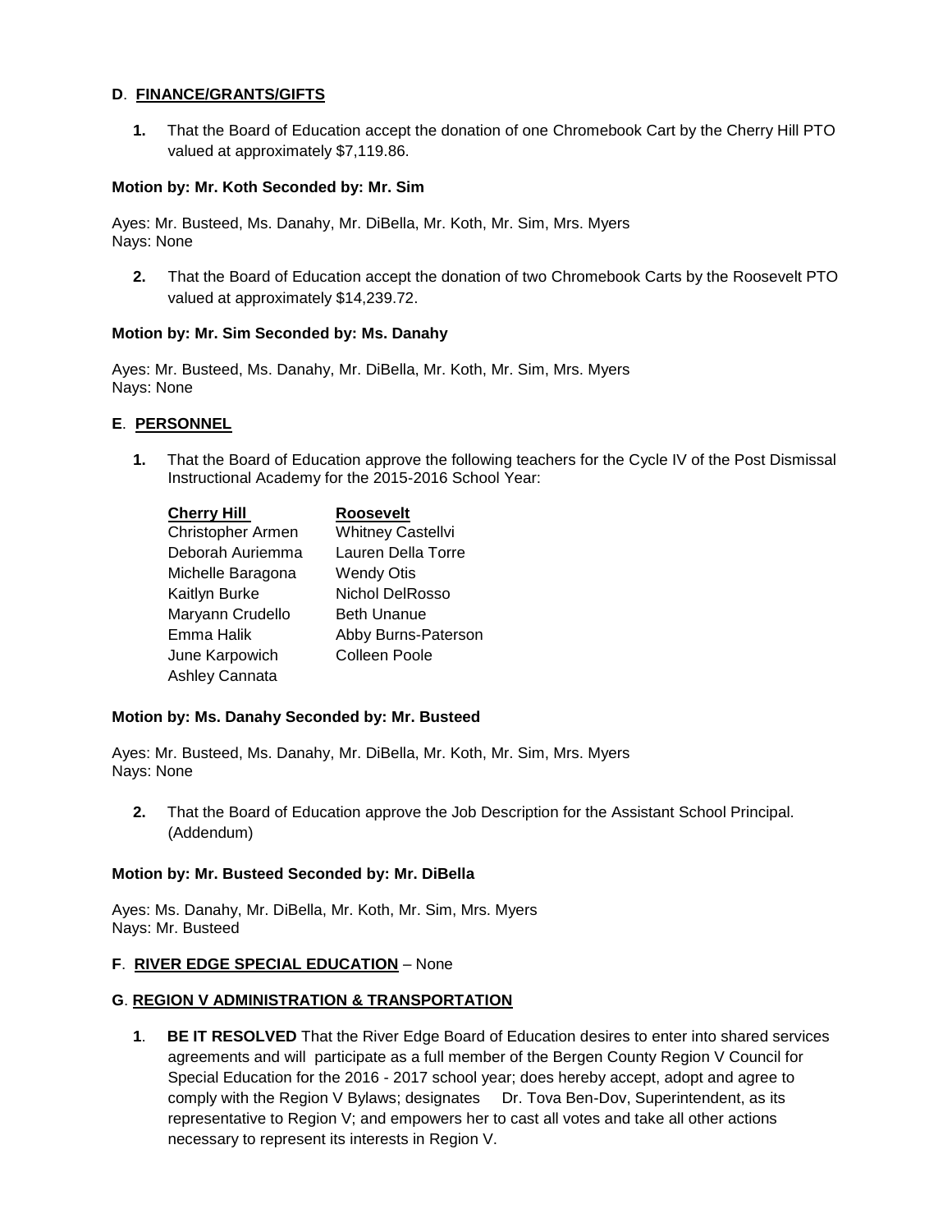**D**. **FINANCE/GRANTS/GIFTS**

1. That the Board of Education accept the donation of one Chromebook Cart by the Cherry Hill PTO valued at approximately $7,119.86.

**Motion by: Mr. Koth Seconded by: Mr. Sim**

Ayes: Mr. Busteed, Ms. Danahy, Mr. DiBella, Mr. Koth, Mr. Sim, Mrs. Myers
Nays: None

2. That the Board of Education accept the donation of two Chromebook Carts by the Roosevelt PTO valued at approximately $14,239.72.

**Motion by: Mr. Sim Seconded by: Ms. Danahy**

Ayes: Mr. Busteed, Ms. Danahy, Mr. DiBella, Mr. Koth, Mr. Sim, Mrs. Myers
Nays: None

**E**. **PERSONNEL**

1. That the Board of Education approve the following teachers for the Cycle IV of the Post Dismissal Instructional Academy for the 2015-2016 School Year:

| **Cherry Hill** | **Roosevelt** |
|---|---|
| Christopher Armen | Whitney Castellvi |
| Deborah Auriemma | Lauren Della Torre |
| Michelle Baragona | Wendy Otis |
| Kaitlyn Burke | Nichol DelRosso |
| Maryann Crudello | Beth Unanue |
| Emma Halik | Abby Burns-Paterson |
| June Karpowich | Colleen Poole |
| Ashley Cannata | |

**Motion by: Ms. Danahy Seconded by: Mr. Busteed**

Ayes: Mr. Busteed, Ms. Danahy, Mr. DiBella, Mr. Koth, Mr. Sim, Mrs. Myers
Nays: None

2. That the Board of Education approve the Job Description for the Assistant School Principal. (Addendum)

**Motion by: Mr. Busteed Seconded by: Mr. DiBella**

Ayes: Ms. Danahy, Mr. DiBella, Mr. Koth, Mr. Sim, Mrs. Myers
Nays: Mr. Busteed

**F**. **RIVER EDGE SPECIAL EDUCATION** – None

**G**. **REGION V ADMINISTRATION & TRANSPORTATION**

1. **BE IT RESOLVED** That the River Edge Board of Education desires to enter into shared services agreements and will participate as a full member of the Bergen County Region V Council for Special Education for the 2016 - 2017 school year; does hereby accept, adopt and agree to comply with the Region V Bylaws; designates Dr. Tova Ben-Dov, Superintendent, as its representative to Region V; and empowers her to cast all votes and take all other actions necessary to represent its interests in Region V.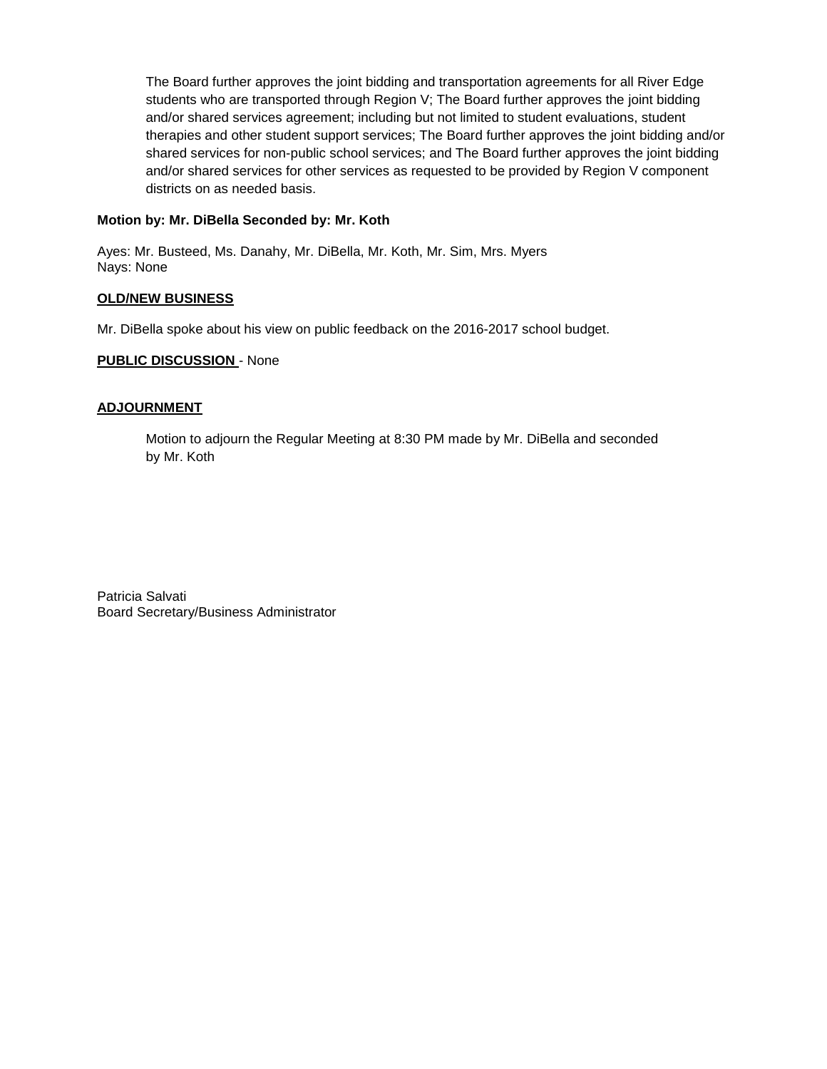The Board further approves the joint bidding and transportation agreements for all River Edge students who are transported through Region V; The Board further approves the joint bidding and/or shared services agreement; including but not limited to student evaluations, student therapies and other student support services; The Board further approves the joint bidding and/or shared services for non-public school services; and The Board further approves the joint bidding and/or shared services for other services as requested to be provided by Region V component districts on as needed basis.

**Motion by: Mr. DiBella Seconded by: Mr. Koth**

Ayes: Mr. Busteed, Ms. Danahy, Mr. DiBella, Mr. Koth, Mr. Sim, Mrs. Myers
Nays: None

**OLD/NEW BUSINESS**

Mr. DiBella spoke about his view on public feedback on the 2016-2017 school budget.

**PUBLIC DISCUSSION** - None

**ADJOURNMENT**

Motion to adjourn the Regular Meeting at 8:30 PM made by Mr. DiBella and seconded by Mr. Koth

Patricia Salvati
Board Secretary/Business Administrator